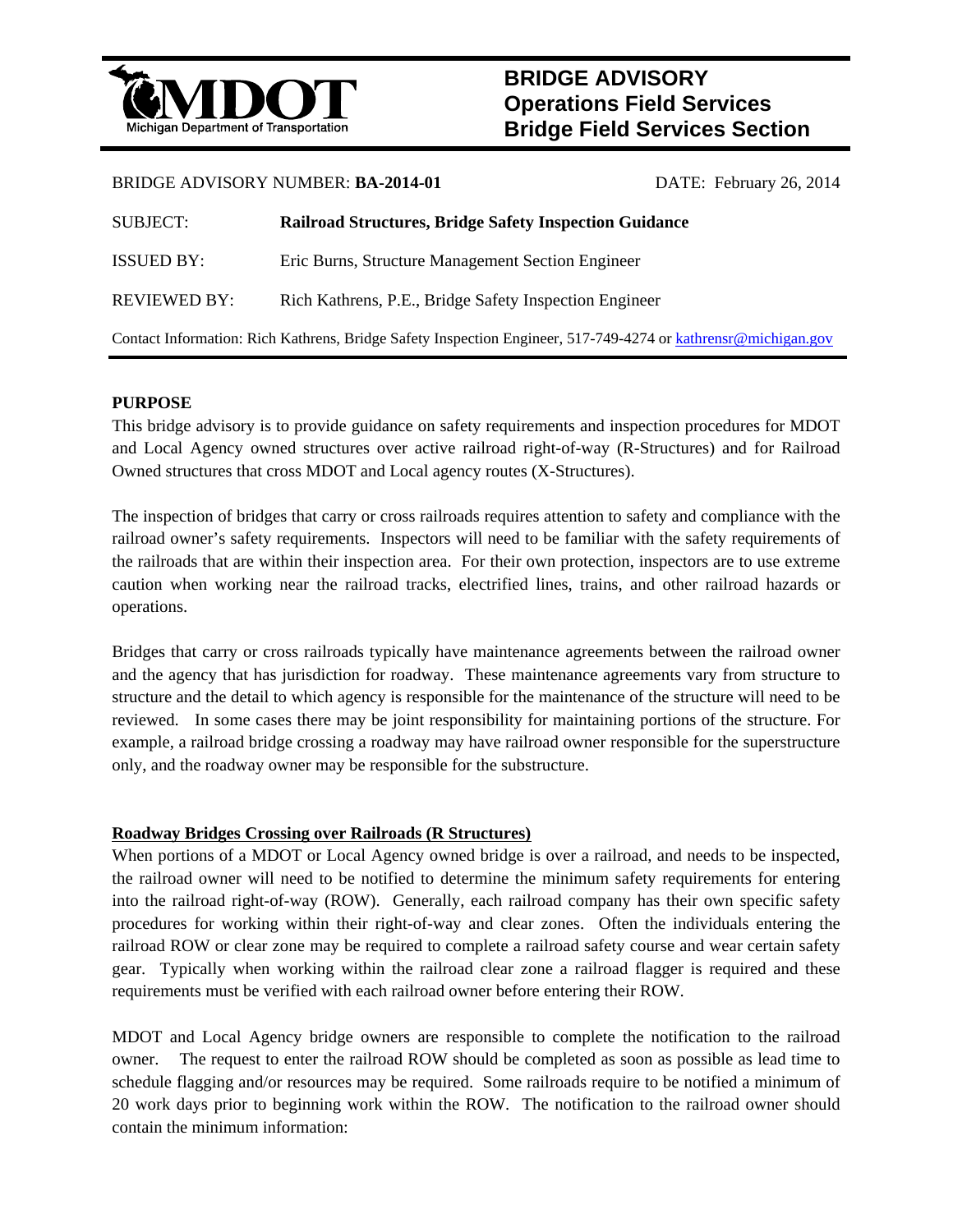# BRIDGE ADVISORY
## Operations Field Services
## Bridge Field Services Section

MDOT
Michigan Department of Transportation

BRIDGE ADVISORY NUMBER: **BA-2014-01** DATE: February 26, 2014

SUBJECT: **Railroad Structures, Bridge Safety Inspection Guidance**

ISSUED BY: Eric Burns, Structure Management Section Engineer

REVIEWED BY: Rich Kathrens, P.E., Bridge Safety Inspection Engineer

Contact Information: Rich Kathrens, Bridge Safety Inspection Engineer, 517-749-4274 or kathrensr@michigan.gov

**PURPOSE**

This bridge advisory is to provide guidance on safety requirements and inspection procedures for MDOT and Local Agency owned structures over active railroad right-of-way (R-Structures) and for Railroad Owned structures that cross MDOT and Local agency routes (X-Structures).

The inspection of bridges that carry or cross railroads requires attention to safety and compliance with the railroad owner's safety requirements. Inspectors will need to be familiar with the safety requirements of the railroads that are within their inspection area. For their own protection, inspectors are to use extreme caution when working near the railroad tracks, electrified lines, trains, and other railroad hazards or operations.

Bridges that carry or cross railroads typically have maintenance agreements between the railroad owner and the agency that has jurisdiction for roadway. These maintenance agreements vary from structure to structure and the detail to which agency is responsible for the maintenance of the structure will need to be reviewed. In some cases there may be joint responsibility for maintaining portions of the structure. For example, a railroad bridge crossing a roadway may have railroad owner responsible for the superstructure only, and the roadway owner may be responsible for the substructure.

**Roadway Bridges Crossing over Railroads (R Structures)**

When portions of a MDOT or Local Agency owned bridge is over a railroad, and needs to be inspected, the railroad owner will need to be notified to determine the minimum safety requirements for entering into the railroad right-of-way (ROW). Generally, each railroad company has their own specific safety procedures for working within their right-of-way and clear zones. Often the individuals entering the railroad ROW or clear zone may be required to complete a railroad safety course and wear certain safety gear. Typically when working within the railroad clear zone a railroad flagger is required and these requirements must be verified with each railroad owner before entering their ROW.

MDOT and Local Agency bridge owners are responsible to complete the notification to the railroad owner. The request to enter the railroad ROW should be completed as soon as possible as lead time to schedule flagging and/or resources may be required. Some railroads require to be notified a minimum of 20 work days prior to beginning work within the ROW. The notification to the railroad owner should contain the minimum information: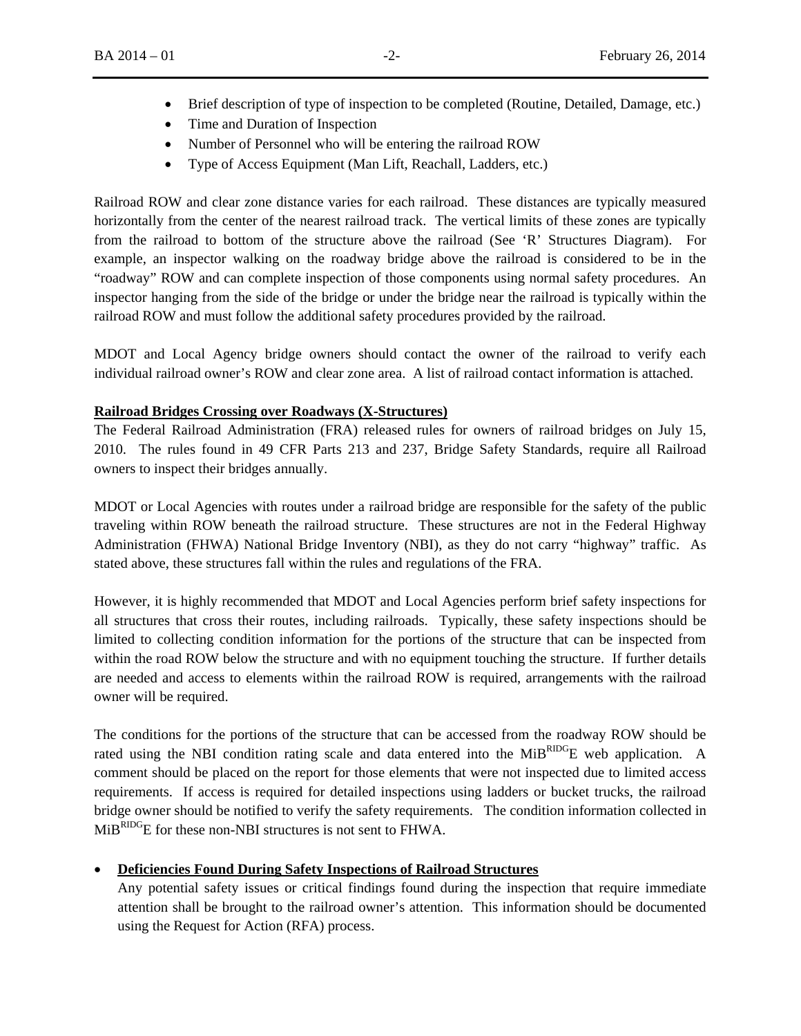- Brief description of type of inspection to be completed (Routine, Detailed, Damage, etc.)
- Time and Duration of Inspection
- Number of Personnel who will be entering the railroad ROW
- Type of Access Equipment (Man Lift, Reachall, Ladders, etc.)

Railroad ROW and clear zone distance varies for each railroad. These distances are typically measured horizontally from the center of the nearest railroad track. The vertical limits of these zones are typically from the railroad to bottom of the structure above the railroad (See 'R' Structures Diagram). For example, an inspector walking on the roadway bridge above the railroad is considered to be in the "roadway" ROW and can complete inspection of those components using normal safety procedures. An inspector hanging from the side of the bridge or under the bridge near the railroad is typically within the railroad ROW and must follow the additional safety procedures provided by the railroad.

MDOT and Local Agency bridge owners should contact the owner of the railroad to verify each individual railroad owner's ROW and clear zone area. A list of railroad contact information is attached.

**Railroad Bridges Crossing over Roadways (X-Structures)**

The Federal Railroad Administration (FRA) released rules for owners of railroad bridges on July 15, 2010. The rules found in 49 CFR Parts 213 and 237, Bridge Safety Standards, require all Railroad owners to inspect their bridges annually.

MDOT or Local Agencies with routes under a railroad bridge are responsible for the safety of the public traveling within ROW beneath the railroad structure. These structures are not in the Federal Highway Administration (FHWA) National Bridge Inventory (NBI), as they do not carry "highway" traffic. As stated above, these structures fall within the rules and regulations of the FRA.

However, it is highly recommended that MDOT and Local Agencies perform brief safety inspections for all structures that cross their routes, including railroads. Typically, these safety inspections should be limited to collecting condition information for the portions of the structure that can be inspected from within the road ROW below the structure and with no equipment touching the structure. If further details are needed and access to elements within the railroad ROW is required, arrangements with the railroad owner will be required.

The conditions for the portions of the structure that can be accessed from the roadway ROW should be rated using the NBI condition rating scale and data entered into the MiB^RIDG^E web application. A comment should be placed on the report for those elements that were not inspected due to limited access requirements. If access is required for detailed inspections using ladders or bucket trucks, the railroad bridge owner should be notified to verify the safety requirements. The condition information collected in MiB^RIDG^E for these non-NBI structures is not sent to FHWA.

- **Deficiencies Found During Safety Inspections of Railroad Structures**

  Any potential safety issues or critical findings found during the inspection that require immediate attention shall be brought to the railroad owner's attention. This information should be documented using the Request for Action (RFA) process.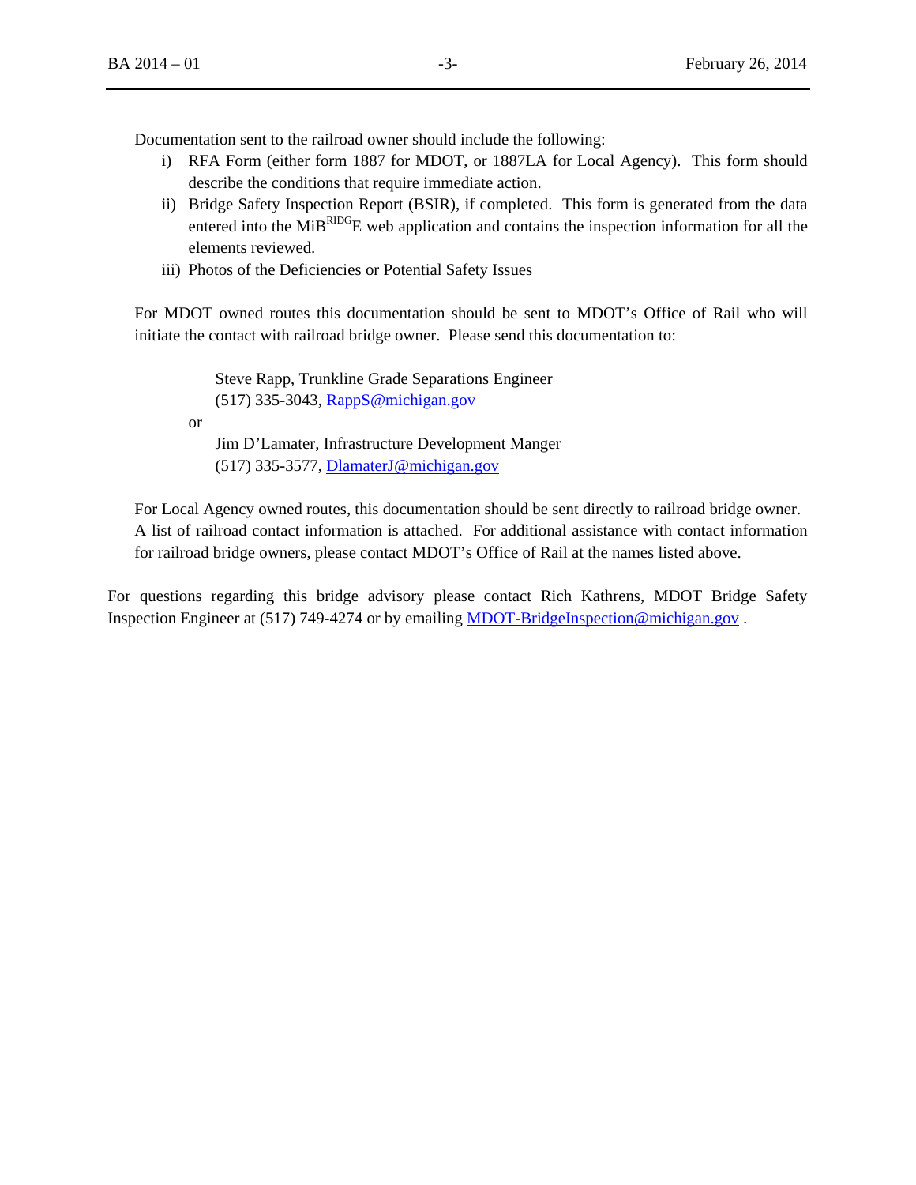Documentation sent to the railroad owner should include the following:

i) RFA Form (either form 1887 for MDOT, or 1887LA for Local Agency). This form should describe the conditions that require immediate action.
ii) Bridge Safety Inspection Report (BSIR), if completed. This form is generated from the data entered into the MiB$^{RIDG}$E web application and contains the inspection information for all the elements reviewed.
iii) Photos of the Deficiencies or Potential Safety Issues

For MDOT owned routes this documentation should be sent to MDOT's Office of Rail who will initiate the contact with railroad bridge owner. Please send this documentation to:

> Steve Rapp, Trunkline Grade Separations Engineer
> (517) 335-3043, RappS@michigan.gov

or

> Jim D'Lamater, Infrastructure Development Manger
> (517) 335-3577, DlamaterJ@michigan.gov

For Local Agency owned routes, this documentation should be sent directly to railroad bridge owner. A list of railroad contact information is attached. For additional assistance with contact information for railroad bridge owners, please contact MDOT's Office of Rail at the names listed above.

For questions regarding this bridge advisory please contact Rich Kathrens, MDOT Bridge Safety Inspection Engineer at (517) 749-4274 or by emailing MDOT-BridgeInspection@michigan.gov .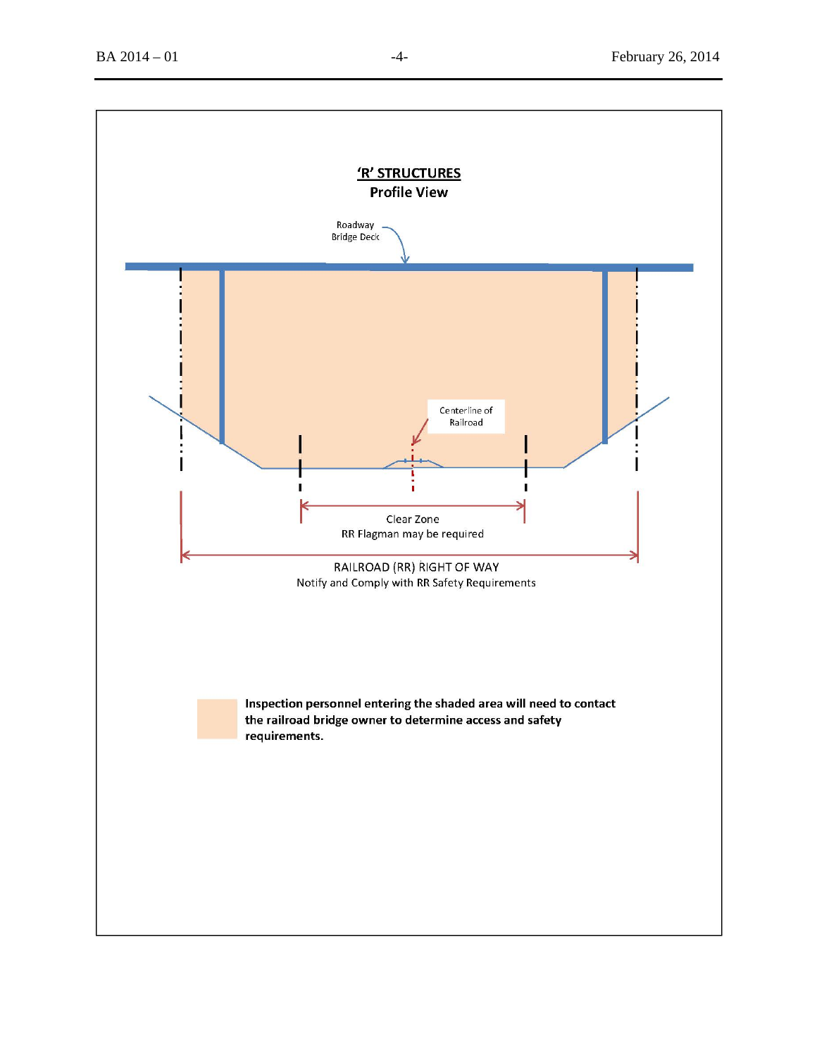## 'R' STRUCTURES

**Profile View**

Roadway Bridge Deck

Centerline of Railroad

Clear Zone
RR Flagman may be required

RAILROAD (RR) RIGHT OF WAY
Notify and Comply with RR Safety Requirements

**Inspection personnel entering the shaded area will need to contact the railroad bridge owner to determine access and safety requirements.**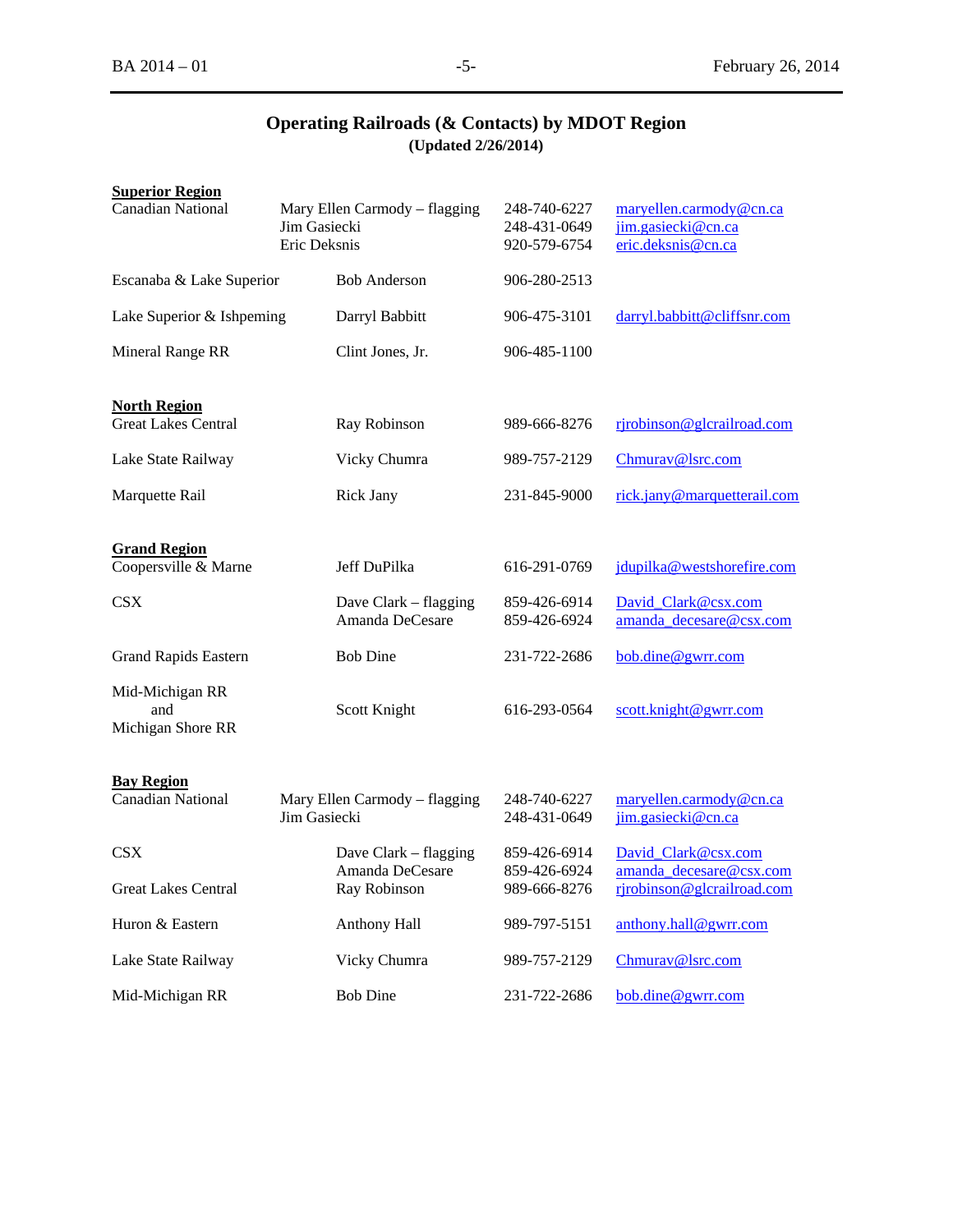# Operating Railroads (& Contacts) by MDOT Region

**(Updated 2/26/2014)**

**Superior Region**

| Railroad | Contact | Phone | Email |
|---|---|---|---|
| Canadian National | Mary Ellen Carmody – flagging<br>Jim Gasiecki<br>Eric Deksnis | 248-740-6227<br>248-431-0649<br>920-579-6754 | maryellen.carmody@cn.ca<br>jim.gasiecki@cn.ca<br>eric.deksnis@cn.ca |
| Escanaba & Lake Superior | Bob Anderson | 906-280-2513 | |
| Lake Superior & Ishpeming | Darryl Babbitt | 906-475-3101 | darryl.babbitt@cliffsnr.com |
| Mineral Range RR | Clint Jones, Jr. | 906-485-1100 | |

**North Region**

| Railroad | Contact | Phone | Email |
|---|---|---|---|
| Great Lakes Central | Ray Robinson | 989-666-8276 | rjrobinson@glcrailroad.com |
| Lake State Railway | Vicky Chumra | 989-757-2129 | Chmurav@lsrc.com |
| Marquette Rail | Rick Jany | 231-845-9000 | rick.jany@marquetterail.com |

**Grand Region**

| Railroad | Contact | Phone | Email |
|---|---|---|---|
| Coopersville & Marne | Jeff DuPilka | 616-291-0769 | jdupilka@westshorefire.com |
| CSX | Dave Clark – flagging<br>Amanda DeCesare | 859-426-6914<br>859-426-6924 | David_Clark@csx.com<br>amanda_decesare@csx.com |
| Grand Rapids Eastern | Bob Dine | 231-722-2686 | bob.dine@gwrr.com |
| Mid-Michigan RR and Michigan Shore RR | Scott Knight | 616-293-0564 | scott.knight@gwrr.com |

**Bay Region**

| Railroad | Contact | Phone | Email |
|---|---|---|---|
| Canadian National | Mary Ellen Carmody – flagging<br>Jim Gasiecki | 248-740-6227<br>248-431-0649 | maryellen.carmody@cn.ca<br>jim.gasiecki@cn.ca |
| CSX | Dave Clark – flagging<br>Amanda DeCesare | 859-426-6914<br>859-426-6924 | David_Clark@csx.com<br>amanda_decesare@csx.com |
| Great Lakes Central | Ray Robinson | 989-666-8276 | rjrobinson@glcrailroad.com |
| Huron & Eastern | Anthony Hall | 989-797-5151 | anthony.hall@gwrr.com |
| Lake State Railway | Vicky Chumra | 989-757-2129 | Chmurav@lsrc.com |
| Mid-Michigan RR | Bob Dine | 231-722-2686 | bob.dine@gwrr.com |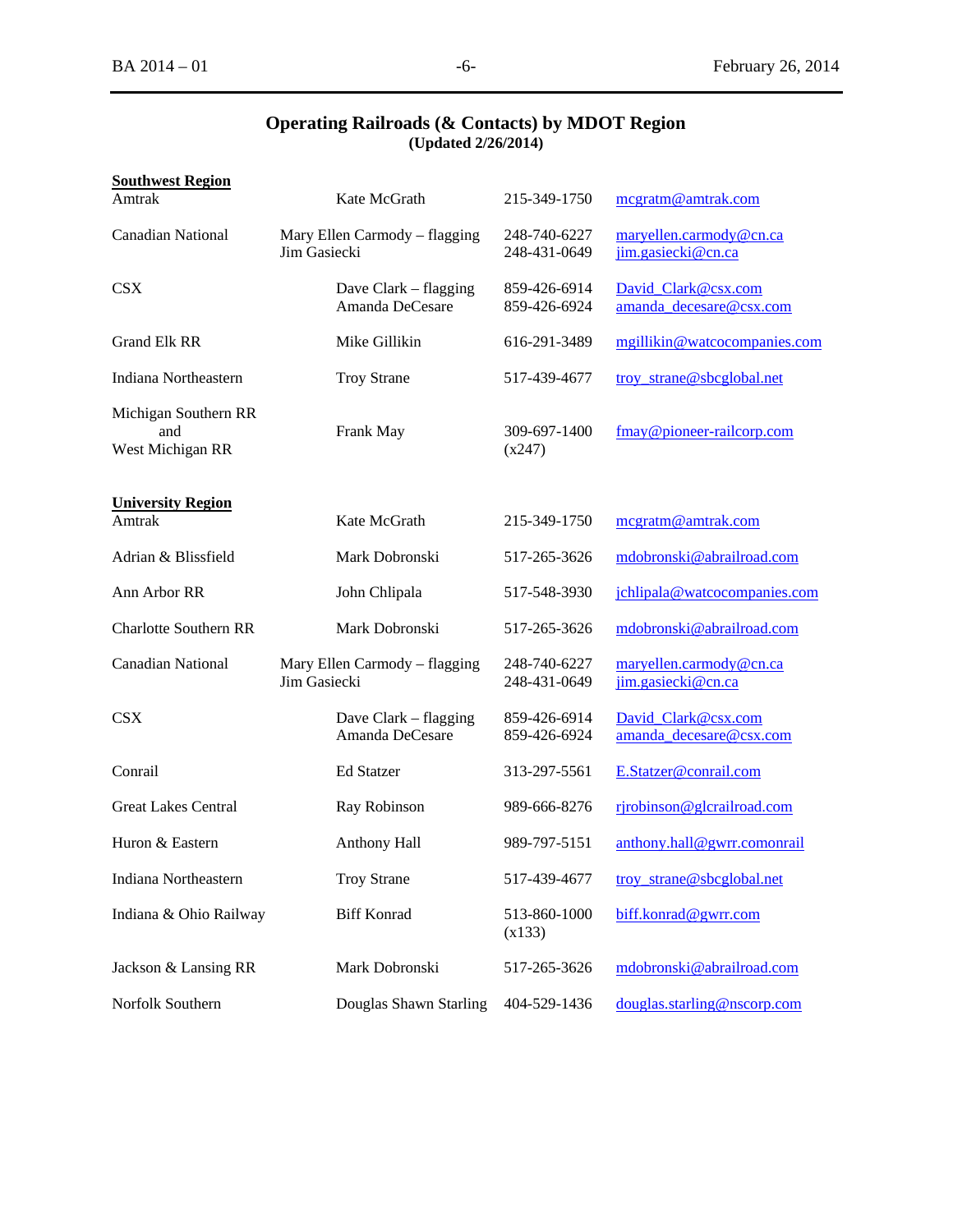## Operating Railroads (& Contacts) by MDOT Region
**(Updated 2/26/2014)**

**Southwest Region**

| Railroad | Contact | Phone | Email |
|---|---|---|---|
| Amtrak | Kate McGrath | 215-349-1750 | mcgratm@amtrak.com |
| Canadian National | Mary Ellen Carmody – flagging<br>Jim Gasiecki | 248-740-6227<br>248-431-0649 | maryellen.carmody@cn.ca<br>jim.gasiecki@cn.ca |
| CSX | Dave Clark – flagging<br>Amanda DeCesare | 859-426-6914<br>859-426-6924 | David_Clark@csx.com<br>amanda_decesare@csx.com |
| Grand Elk RR | Mike Gillikin | 616-291-3489 | mgillikin@watcocompanies.com |
| Indiana Northeastern | Troy Strane | 517-439-4677 | troy_strane@sbcglobal.net |
| Michigan Southern RR and West Michigan RR | Frank May | 309-697-1400 (x247) | fmay@pioneer-railcorp.com |

**University Region**

| Railroad | Contact | Phone | Email |
|---|---|---|---|
| Amtrak | Kate McGrath | 215-349-1750 | mcgratm@amtrak.com |
| Adrian & Blissfield | Mark Dobronski | 517-265-3626 | mdobronski@abrailroad.com |
| Ann Arbor RR | John Chlipala | 517-548-3930 | jchlipala@watcocompanies.com |
| Charlotte Southern RR | Mark Dobronski | 517-265-3626 | mdobronski@abrailroad.com |
| Canadian National | Mary Ellen Carmody – flagging<br>Jim Gasiecki | 248-740-6227<br>248-431-0649 | maryellen.carmody@cn.ca<br>jim.gasiecki@cn.ca |
| CSX | Dave Clark – flagging<br>Amanda DeCesare | 859-426-6914<br>859-426-6924 | David_Clark@csx.com<br>amanda_decesare@csx.com |
| Conrail | Ed Statzer | 313-297-5561 | E.Statzer@conrail.com |
| Great Lakes Central | Ray Robinson | 989-666-8276 | rjrobinson@glcrailroad.com |
| Huron & Eastern | Anthony Hall | 989-797-5151 | anthony.hall@gwrr.comonrail |
| Indiana Northeastern | Troy Strane | 517-439-4677 | troy_strane@sbcglobal.net |
| Indiana & Ohio Railway | Biff Konrad | 513-860-1000 (x133) | biff.konrad@gwrr.com |
| Jackson & Lansing RR | Mark Dobronski | 517-265-3626 | mdobronski@abrailroad.com |
| Norfolk Southern | Douglas Shawn Starling | 404-529-1436 | douglas.starling@nscorp.com |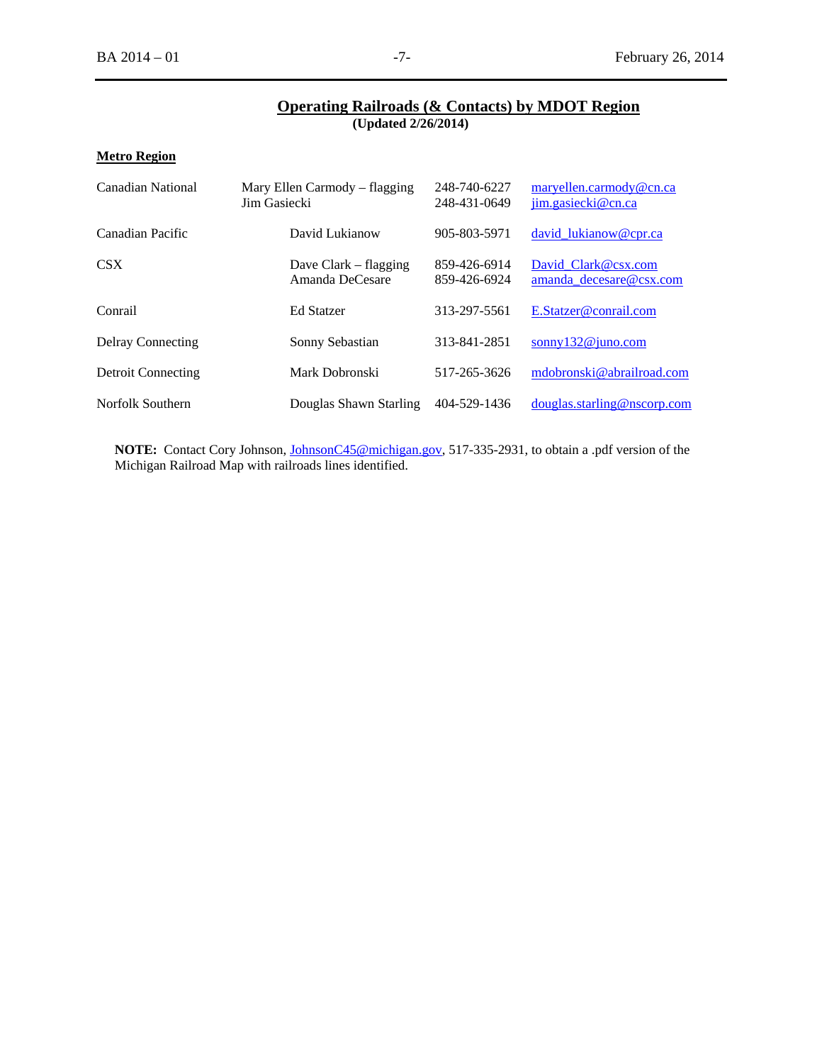## Operating Railroads (& Contacts) by MDOT Region

**(Updated 2/26/2014)**

**Metro Region**

| | | | |
|---|---|---|---|
| Canadian National | Mary Ellen Carmody – flagging<br>Jim Gasiecki | 248-740-6227<br>248-431-0649 | maryellen.carmody@cn.ca<br>jim.gasiecki@cn.ca |
| Canadian Pacific | David Lukianow | 905-803-5971 | david_lukianow@cpr.ca |
| CSX | Dave Clark – flagging<br>Amanda DeCesare | 859-426-6914<br>859-426-6924 | David_Clark@csx.com<br>amanda_decesare@csx.com |
| Conrail | Ed Statzer | 313-297-5561 | E.Statzer@conrail.com |
| Delray Connecting | Sonny Sebastian | 313-841-2851 | sonny132@juno.com |
| Detroit Connecting | Mark Dobronski | 517-265-3626 | mdobronski@abrailroad.com |
| Norfolk Southern | Douglas Shawn Starling | 404-529-1436 | douglas.starling@nscorp.com |

**NOTE:** Contact Cory Johnson, JohnsonC45@michigan.gov, 517-335-2931, to obtain a .pdf version of the Michigan Railroad Map with railroads lines identified.